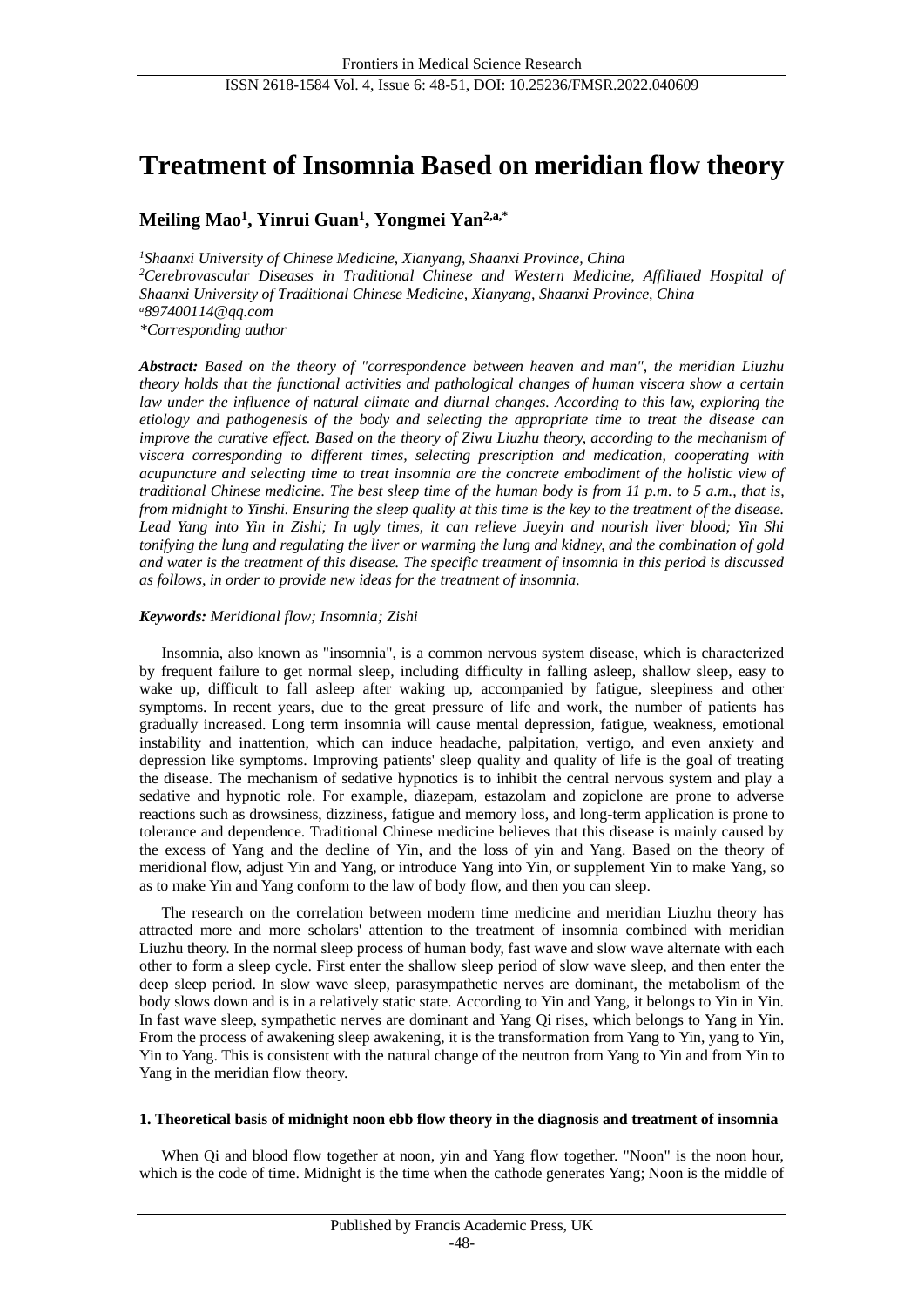# Treatment of Insomnia Based on meridian flow theory

**Meiling Mao[1], Yinrui Guan[1], Yongmei Yan[2,a,*]**

*[1]Shaanxi University of Chinese Medicine, Xianyang, Shaanxi Province, China*
*[2]Cerebrovascular Diseases in Traditional Chinese and Western Medicine, Affiliated Hospital of Shaanxi University of Traditional Chinese Medicine, Xianyang, Shaanxi Province, China*
*[a]897400114@qq.com*
*\*Corresponding author*

***Abstract:*** *Based on the theory of "correspondence between heaven and man", the meridian Liuzhu theory holds that the functional activities and pathological changes of human viscera show a certain law under the influence of natural climate and diurnal changes. According to this law, exploring the etiology and pathogenesis of the body and selecting the appropriate time to treat the disease can improve the curative effect. Based on the theory of Ziwu Liuzhu theory, according to the mechanism of viscera corresponding to different times, selecting prescription and medication, cooperating with acupuncture and selecting time to treat insomnia are the concrete embodiment of the holistic view of traditional Chinese medicine. The best sleep time of the human body is from 11 p.m. to 5 a.m., that is, from midnight to Yinshi. Ensuring the sleep quality at this time is the key to the treatment of the disease. Lead Yang into Yin in Zishi; In ugly times, it can relieve Jueyin and nourish liver blood; Yin Shi tonifying the lung and regulating the liver or warming the lung and kidney, and the combination of gold and water is the treatment of this disease. The specific treatment of insomnia in this period is discussed as follows, in order to provide new ideas for the treatment of insomnia.*

***Keywords:*** *Meridional flow; Insomnia; Zishi*

Insomnia, also known as "insomnia", is a common nervous system disease, which is characterized by frequent failure to get normal sleep, including difficulty in falling asleep, shallow sleep, easy to wake up, difficult to fall asleep after waking up, accompanied by fatigue, sleepiness and other symptoms. In recent years, due to the great pressure of life and work, the number of patients has gradually increased. Long term insomnia will cause mental depression, fatigue, weakness, emotional instability and inattention, which can induce headache, palpitation, vertigo, and even anxiety and depression like symptoms. Improving patients' sleep quality and quality of life is the goal of treating the disease. The mechanism of sedative hypnotics is to inhibit the central nervous system and play a sedative and hypnotic role. For example, diazepam, estazolam and zopiclone are prone to adverse reactions such as drowsiness, dizziness, fatigue and memory loss, and long-term application is prone to tolerance and dependence. Traditional Chinese medicine believes that this disease is mainly caused by the excess of Yang and the decline of Yin, and the loss of yin and Yang. Based on the theory of meridional flow, adjust Yin and Yang, or introduce Yang into Yin, or supplement Yin to make Yang, so as to make Yin and Yang conform to the law of body flow, and then you can sleep.

The research on the correlation between modern time medicine and meridian Liuzhu theory has attracted more and more scholars' attention to the treatment of insomnia combined with meridian Liuzhu theory. In the normal sleep process of human body, fast wave and slow wave alternate with each other to form a sleep cycle. First enter the shallow sleep period of slow wave sleep, and then enter the deep sleep period. In slow wave sleep, parasympathetic nerves are dominant, the metabolism of the body slows down and is in a relatively static state. According to Yin and Yang, it belongs to Yin in Yin. In fast wave sleep, sympathetic nerves are dominant and Yang Qi rises, which belongs to Yang in Yin. From the process of awakening sleep awakening, it is the transformation from Yang to Yin, yang to Yin, Yin to Yang. This is consistent with the natural change of the neutron from Yang to Yin and from Yin to Yang in the meridian flow theory.

## 1. Theoretical basis of midnight noon ebb flow theory in the diagnosis and treatment of insomnia

When Qi and blood flow together at noon, yin and Yang flow together. "Noon" is the noon hour, which is the code of time. Midnight is the time when the cathode generates Yang; Noon is the middle of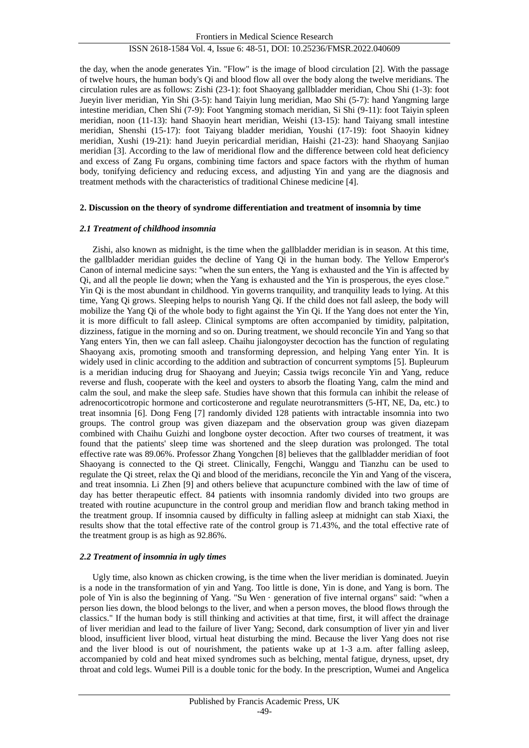the day, when the anode generates Yin. "Flow" is the image of blood circulation [2]. With the passage of twelve hours, the human body's Qi and blood flow all over the body along the twelve meridians. The circulation rules are as follows: Zishi (23-1): foot Shaoyang gallbladder meridian, Chou Shi (1-3): foot Jueyin liver meridian, Yin Shi (3-5): hand Taiyin lung meridian, Mao Shi (5-7): hand Yangming large intestine meridian, Chen Shi (7-9): Foot Yangming stomach meridian, Si Shi (9-11): foot Taiyin spleen meridian, noon (11-13): hand Shaoyin heart meridian, Weishi (13-15): hand Taiyang small intestine meridian, Shenshi (15-17): foot Taiyang bladder meridian, Youshi (17-19): foot Shaoyin kidney meridian, Xushi (19-21): hand Jueyin pericardial meridian, Haishi (21-23): hand Shaoyang Sanjiao meridian [3]. According to the law of meridional flow and the difference between cold heat deficiency and excess of Zang Fu organs, combining time factors and space factors with the rhythm of human body, tonifying deficiency and reducing excess, and adjusting Yin and yang are the diagnosis and treatment methods with the characteristics of traditional Chinese medicine [4].

## 2. Discussion on the theory of syndrome differentiation and treatment of insomnia by time

### *2.1 Treatment of childhood insomnia*

Zishi, also known as midnight, is the time when the gallbladder meridian is in season. At this time, the gallbladder meridian guides the decline of Yang Qi in the human body. The Yellow Emperor's Canon of internal medicine says: "when the sun enters, the Yang is exhausted and the Yin is affected by Qi, and all the people lie down; when the Yang is exhausted and the Yin is prosperous, the eyes close." Yin Qi is the most abundant in childhood. Yin governs tranquility, and tranquility leads to lying. At this time, Yang Qi grows. Sleeping helps to nourish Yang Qi. If the child does not fall asleep, the body will mobilize the Yang Qi of the whole body to fight against the Yin Qi. If the Yang does not enter the Yin, it is more difficult to fall asleep. Clinical symptoms are often accompanied by timidity, palpitation, dizziness, fatigue in the morning and so on. During treatment, we should reconcile Yin and Yang so that Yang enters Yin, then we can fall asleep. Chaihu jialongoyster decoction has the function of regulating Shaoyang axis, promoting smooth and transforming depression, and helping Yang enter Yin. It is widely used in clinic according to the addition and subtraction of concurrent symptoms [5]. Bupleurum is a meridian inducing drug for Shaoyang and Jueyin; Cassia twigs reconcile Yin and Yang, reduce reverse and flush, cooperate with the keel and oysters to absorb the floating Yang, calm the mind and calm the soul, and make the sleep safe. Studies have shown that this formula can inhibit the release of adrenocorticotropic hormone and corticosterone and regulate neurotransmitters (5-HT, NE, Da, etc.) to treat insomnia [6]. Dong Feng [7] randomly divided 128 patients with intractable insomnia into two groups. The control group was given diazepam and the observation group was given diazepam combined with Chaihu Guizhi and longbone oyster decoction. After two courses of treatment, it was found that the patients' sleep time was shortened and the sleep duration was prolonged. The total effective rate was 89.06%. Professor Zhang Yongchen [8] believes that the gallbladder meridian of foot Shaoyang is connected to the Qi street. Clinically, Fengchi, Wanggu and Tianzhu can be used to regulate the Qi street, relax the Qi and blood of the meridians, reconcile the Yin and Yang of the viscera, and treat insomnia. Li Zhen [9] and others believe that acupuncture combined with the law of time of day has better therapeutic effect. 84 patients with insomnia randomly divided into two groups are treated with routine acupuncture in the control group and meridian flow and branch taking method in the treatment group. If insomnia caused by difficulty in falling asleep at midnight can stab Xiaxi, the results show that the total effective rate of the control group is 71.43%, and the total effective rate of the treatment group is as high as 92.86%.

### *2.2 Treatment of insomnia in ugly times*

Ugly time, also known as chicken crowing, is the time when the liver meridian is dominated. Jueyin is a node in the transformation of yin and Yang. Too little is done, Yin is done, and Yang is born. The pole of Yin is also the beginning of Yang. "Su Wen · generation of five internal organs" said: "when a person lies down, the blood belongs to the liver, and when a person moves, the blood flows through the classics." If the human body is still thinking and activities at that time, first, it will affect the drainage of liver meridian and lead to the failure of liver Yang; Second, dark consumption of liver yin and liver blood, insufficient liver blood, virtual heat disturbing the mind. Because the liver Yang does not rise and the liver blood is out of nourishment, the patients wake up at 1-3 a.m. after falling asleep, accompanied by cold and heat mixed syndromes such as belching, mental fatigue, dryness, upset, dry throat and cold legs. Wumei Pill is a double tonic for the body. In the prescription, Wumei and Angelica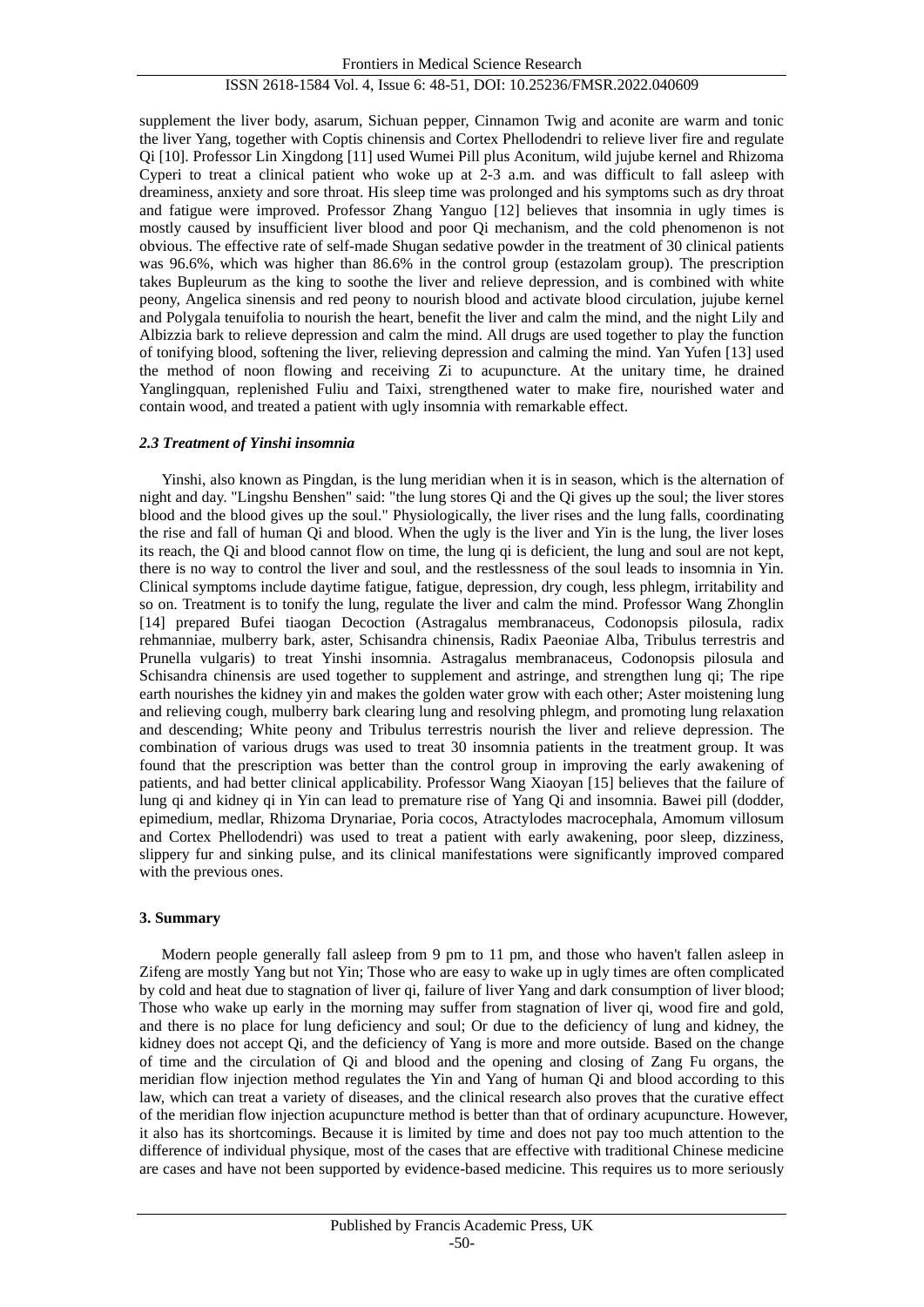supplement the liver body, asarum, Sichuan pepper, Cinnamon Twig and aconite are warm and tonic the liver Yang, together with Coptis chinensis and Cortex Phellodendri to relieve liver fire and regulate Qi [10]. Professor Lin Xingdong [11] used Wumei Pill plus Aconitum, wild jujube kernel and Rhizoma Cyperi to treat a clinical patient who woke up at 2-3 a.m. and was difficult to fall asleep with dreaminess, anxiety and sore throat. His sleep time was prolonged and his symptoms such as dry throat and fatigue were improved. Professor Zhang Yanguo [12] believes that insomnia in ugly times is mostly caused by insufficient liver blood and poor Qi mechanism, and the cold phenomenon is not obvious. The effective rate of self-made Shugan sedative powder in the treatment of 30 clinical patients was 96.6%, which was higher than 86.6% in the control group (estazolam group). The prescription takes Bupleurum as the king to soothe the liver and relieve depression, and is combined with white peony, Angelica sinensis and red peony to nourish blood and activate blood circulation, jujube kernel and Polygala tenuifolia to nourish the heart, benefit the liver and calm the mind, and the night Lily and Albizzia bark to relieve depression and calm the mind. All drugs are used together to play the function of tonifying blood, softening the liver, relieving depression and calming the mind. Yan Yufen [13] used the method of noon flowing and receiving Zi to acupuncture. At the unitary time, he drained Yanglingquan, replenished Fuliu and Taixi, strengthened water to make fire, nourished water and contain wood, and treated a patient with ugly insomnia with remarkable effect.

### *2.3 Treatment of Yinshi insomnia*

Yinshi, also known as Pingdan, is the lung meridian when it is in season, which is the alternation of night and day. "Lingshu Benshen" said: "the lung stores Qi and the Qi gives up the soul; the liver stores blood and the blood gives up the soul." Physiologically, the liver rises and the lung falls, coordinating the rise and fall of human Qi and blood. When the ugly is the liver and Yin is the lung, the liver loses its reach, the Qi and blood cannot flow on time, the lung qi is deficient, the lung and soul are not kept, there is no way to control the liver and soul, and the restlessness of the soul leads to insomnia in Yin. Clinical symptoms include daytime fatigue, fatigue, depression, dry cough, less phlegm, irritability and so on. Treatment is to tonify the lung, regulate the liver and calm the mind. Professor Wang Zhonglin [14] prepared Bufei tiaogan Decoction (Astragalus membranaceus, Codonopsis pilosula, radix rehmanniae, mulberry bark, aster, Schisandra chinensis, Radix Paeoniae Alba, Tribulus terrestris and Prunella vulgaris) to treat Yinshi insomnia. Astragalus membranaceus, Codonopsis pilosula and Schisandra chinensis are used together to supplement and astringe, and strengthen lung qi; The ripe earth nourishes the kidney yin and makes the golden water grow with each other; Aster moistening lung and relieving cough, mulberry bark clearing lung and resolving phlegm, and promoting lung relaxation and descending; White peony and Tribulus terrestris nourish the liver and relieve depression. The combination of various drugs was used to treat 30 insomnia patients in the treatment group. It was found that the prescription was better than the control group in improving the early awakening of patients, and had better clinical applicability. Professor Wang Xiaoyan [15] believes that the failure of lung qi and kidney qi in Yin can lead to premature rise of Yang Qi and insomnia. Bawei pill (dodder, epimedium, medlar, Rhizoma Drynariae, Poria cocos, Atractylodes macrocephala, Amomum villosum and Cortex Phellodendri) was used to treat a patient with early awakening, poor sleep, dizziness, slippery fur and sinking pulse, and its clinical manifestations were significantly improved compared with the previous ones.

## 3. Summary

Modern people generally fall asleep from 9 pm to 11 pm, and those who haven't fallen asleep in Zifeng are mostly Yang but not Yin; Those who are easy to wake up in ugly times are often complicated by cold and heat due to stagnation of liver qi, failure of liver Yang and dark consumption of liver blood; Those who wake up early in the morning may suffer from stagnation of liver qi, wood fire and gold, and there is no place for lung deficiency and soul; Or due to the deficiency of lung and kidney, the kidney does not accept Qi, and the deficiency of Yang is more and more outside. Based on the change of time and the circulation of Qi and blood and the opening and closing of Zang Fu organs, the meridian flow injection method regulates the Yin and Yang of human Qi and blood according to this law, which can treat a variety of diseases, and the clinical research also proves that the curative effect of the meridian flow injection acupuncture method is better than that of ordinary acupuncture. However, it also has its shortcomings. Because it is limited by time and does not pay too much attention to the difference of individual physique, most of the cases that are effective with traditional Chinese medicine are cases and have not been supported by evidence-based medicine. This requires us to more seriously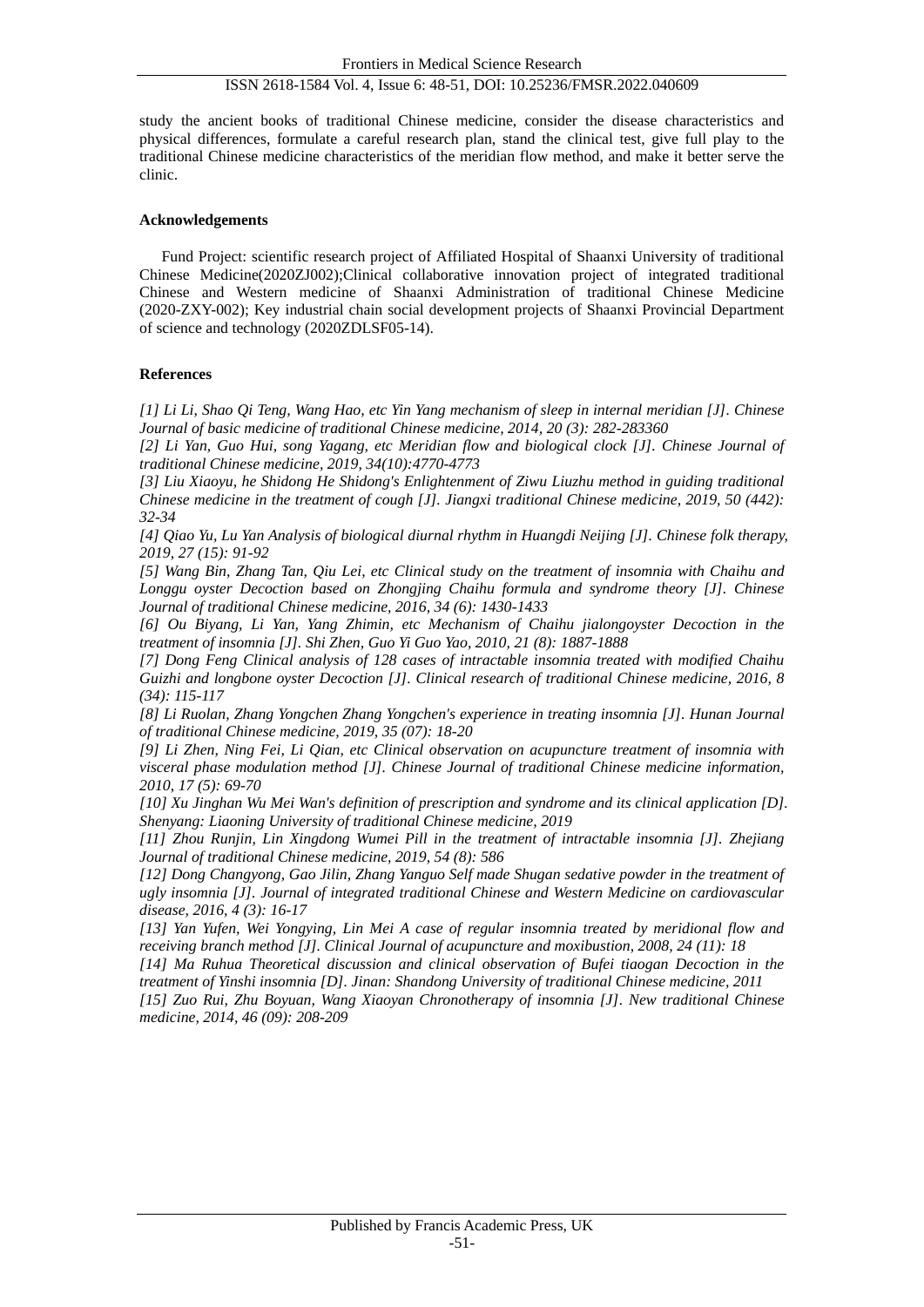study the ancient books of traditional Chinese medicine, consider the disease characteristics and physical differences, formulate a careful research plan, stand the clinical test, give full play to the traditional Chinese medicine characteristics of the meridian flow method, and make it better serve the clinic.

## Acknowledgements

Fund Project: scientific research project of Affiliated Hospital of Shaanxi University of traditional Chinese Medicine(2020ZJ002);Clinical collaborative innovation project of integrated traditional Chinese and Western medicine of Shaanxi Administration of traditional Chinese Medicine (2020-ZXY-002); Key industrial chain social development projects of Shaanxi Provincial Department of science and technology (2020ZDLSF05-14).

## References

*[1] Li Li, Shao Qi Teng, Wang Hao, etc Yin Yang mechanism of sleep in internal meridian [J]. Chinese Journal of basic medicine of traditional Chinese medicine, 2014, 20 (3): 282-283360*

*[2] Li Yan, Guo Hui, song Yagang, etc Meridian flow and biological clock [J]. Chinese Journal of traditional Chinese medicine, 2019, 34(10):4770-4773*

*[3] Liu Xiaoyu, he Shidong He Shidong's Enlightenment of Ziwu Liuzhu method in guiding traditional Chinese medicine in the treatment of cough [J]. Jiangxi traditional Chinese medicine, 2019, 50 (442): 32-34*

*[4] Qiao Yu, Lu Yan Analysis of biological diurnal rhythm in Huangdi Neijing [J]. Chinese folk therapy, 2019, 27 (15): 91-92*

*[5] Wang Bin, Zhang Tan, Qiu Lei, etc Clinical study on the treatment of insomnia with Chaihu and Longgu oyster Decoction based on Zhongjing Chaihu formula and syndrome theory [J]. Chinese Journal of traditional Chinese medicine, 2016, 34 (6): 1430-1433*

*[6] Ou Biyang, Li Yan, Yang Zhimin, etc Mechanism of Chaihu jialongoyster Decoction in the treatment of insomnia [J]. Shi Zhen, Guo Yi Guo Yao, 2010, 21 (8): 1887-1888*

*[7] Dong Feng Clinical analysis of 128 cases of intractable insomnia treated with modified Chaihu Guizhi and longbone oyster Decoction [J]. Clinical research of traditional Chinese medicine, 2016, 8 (34): 115-117*

*[8] Li Ruolan, Zhang Yongchen Zhang Yongchen's experience in treating insomnia [J]. Hunan Journal of traditional Chinese medicine, 2019, 35 (07): 18-20*

*[9] Li Zhen, Ning Fei, Li Qian, etc Clinical observation on acupuncture treatment of insomnia with visceral phase modulation method [J]. Chinese Journal of traditional Chinese medicine information, 2010, 17 (5): 69-70*

*[10] Xu Jinghan Wu Mei Wan's definition of prescription and syndrome and its clinical application [D]. Shenyang: Liaoning University of traditional Chinese medicine, 2019*

*[11] Zhou Runjin, Lin Xingdong Wumei Pill in the treatment of intractable insomnia [J]. Zhejiang Journal of traditional Chinese medicine, 2019, 54 (8): 586*

*[12] Dong Changyong, Gao Jilin, Zhang Yanguo Self made Shugan sedative powder in the treatment of ugly insomnia [J]. Journal of integrated traditional Chinese and Western Medicine on cardiovascular disease, 2016, 4 (3): 16-17*

*[13] Yan Yufen, Wei Yongying, Lin Mei A case of regular insomnia treated by meridional flow and receiving branch method [J]. Clinical Journal of acupuncture and moxibustion, 2008, 24 (11): 18*

*[14] Ma Ruhua Theoretical discussion and clinical observation of Bufei tiaogan Decoction in the treatment of Yinshi insomnia [D]. Jinan: Shandong University of traditional Chinese medicine, 2011*

*[15] Zuo Rui, Zhu Boyuan, Wang Xiaoyan Chronotherapy of insomnia [J]. New traditional Chinese medicine, 2014, 46 (09): 208-209*